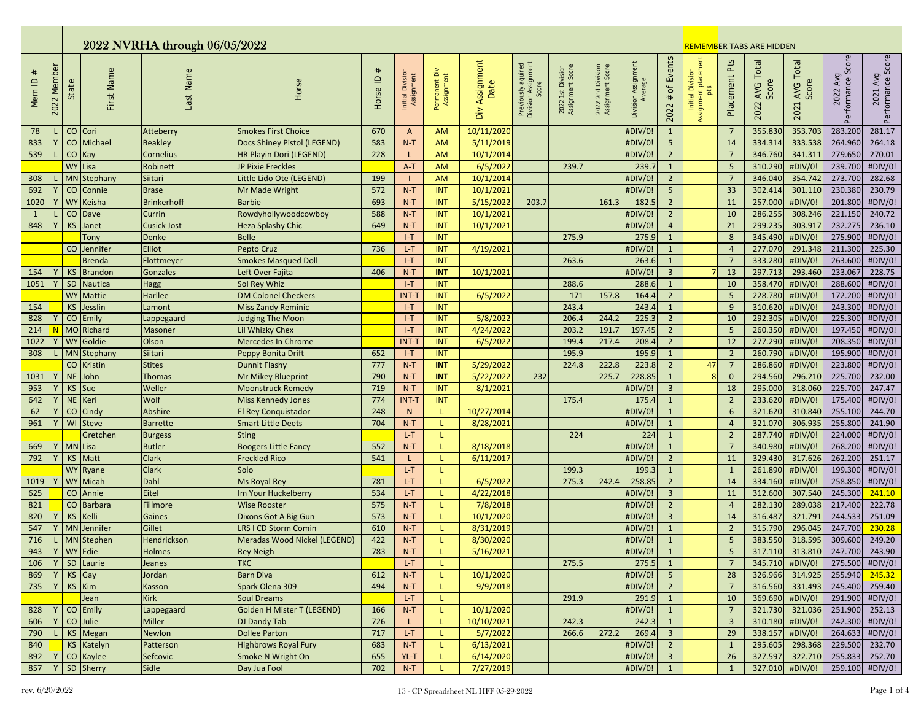# 2022 NVRHA through 06/05/2022

REMEMBER TABS ARE HIDDEN

| Mem ID # | 2022 Member | State | First Name | Last Name | Horse | Horse ID # | Initial Division Assignment | Permanent Div Assignment | Div Assignment Date | Previously aquired Division Assignment Score | 2022 1st Division Assignment Score | 2022 2nd Division Assignment Score | Division Assignment Average | 2022 # of Events | Initial Division Assignment placement pts. | Placement Pts | 2022 AVG Total Score | 2021 AVG Total Score | 2022 Avg Performance Score | 2021 Avg Performance Score |
|---|---|---|---|---|---|---|---|---|---|---|---|---|---|---|---|---|---|---|---|---|
| 78 | L | CO | Cori | Atteberry | Smokes First Choice | 670 | A | AM | 10/11/2020 | | | | #DIV/0! | 1 | | 7 | 355.830 | 353.703 | 283.200 | 281.17 |
| 833 | Y | CO | Michael | Beakley | Docs Shiney Pistol (LEGEND) | 583 | N-T | AM | 5/11/2019 | | | | #DIV/0! | 5 | | 14 | 334.314 | 333.538 | 264.960 | 264.18 |
| 539 | L | CO | Kay | Cornelius | HR Playin Dori (LEGEND) | 228 | L | AM | 10/1/2014 | | | | #DIV/0! | 2 | | 7 | 346.760 | 341.311 | 279.650 | 270.01 |
| | | WY | Lisa | Robinett | JP Pixie Freckles | | A-T | AM | 6/5/2022 | | 239.7 | | 239.7 | 1 | | 5 | 310.290 | #DIV/0! | 239.700 | #DIV/0! |
| 308 | L | MN | Stephany | Siitari | Little Lido Ote (LEGEND) | 199 | I | AM | 10/1/2014 | | | | #DIV/0! | 2 | | 7 | 346.040 | 354.742 | 273.700 | 282.68 |
| 692 | Y | CO | Connie | Brase | Mr Made Wright | 572 | N-T | INT | 10/1/2021 | | | | #DIV/0! | 5 | | 33 | 302.414 | 301.110 | 230.380 | 230.79 |
| 1020 | Y | WY | Keisha | Brinkerhoff | Barbie | 693 | N-T | INT | 5/15/2022 | 203.7 | | 161.3 | 182.5 | 2 | | 11 | 257.000 | #DIV/0! | 201.800 | #DIV/0! |
| 1 | L | CO | Dave | Currin | Rowdyhollywoodcowboy | 588 | N-T | INT | 10/1/2021 | | | | #DIV/0! | 2 | | 10 | 286.255 | 308.246 | 221.150 | 240.72 |
| 848 | Y | KS | Janet | Cusick Jost | Heza Splashy Chic | 649 | N-T | INT | 10/1/2021 | | | | #DIV/0! | 4 | | 21 | 299.235 | 303.917 | 232.275 | 236.10 |
| | | | Tony | Denke | Belle | | I-T | INT | | | 275.9 | | 275.9 | 1 | | 8 | 345.490 | #DIV/0! | 275.900 | #DIV/0! |
| | | CO | Jennifer | Elliot | Pepto Cruz | 736 | L-T | INT | 4/19/2021 | | | | #DIV/0! | 1 | | 4 | 277.070 | 291.348 | 211.300 | 225.30 |
| | | | Brenda | Flottmeyer | Smokes Masqued Doll | | I-T | INT | | | 263.6 | | 263.6 | 1 | | 7 | 333.280 | #DIV/0! | 263.600 | #DIV/0! |
| 154 | Y | KS | Brandon | Gonzales | Left Over Fajita | 406 | N-T | **INT** | 10/1/2021 | | | | #DIV/0! | 3 | 7 | 13 | 297.713 | 293.460 | 233.067 | 228.75 |
| 1051 | Y | SD | Nautica | Hagg | Sol Rey Whiz | | I-T | INT | | | 288.6 | | 288.6 | 1 | | 10 | 358.470 | #DIV/0! | 288.600 | #DIV/0! |
| | | WY | Mattie | Harllee | DM Colonel Checkers | | INT-T | INT | 6/5/2022 | | 171 | 157.8 | 164.4 | 2 | | 5 | 228.780 | #DIV/0! | 172.200 | #DIV/0! |
| 154 | | KS | Jesslin | Lamont | Miss Zandy Reminic | | I-T | INT | | | 243.4 | | 243.4 | 1 | | 9 | 310.620 | #DIV/0! | 243.300 | #DIV/0! |
| 828 | Y | CO | Emily | Lappegaard | Judging The Moon | | I-T | INT | 5/8/2022 | | 206.4 | 244.2 | 225.3 | 2 | | 10 | 292.305 | #DIV/0! | 225.300 | #DIV/0! |
| 214 | N | MO | Richard | Masoner | Lil Whizky Chex | | I-T | INT | 4/24/2022 | | 203.2 | 191.7 | 197.45 | 2 | | 5 | 260.350 | #DIV/0! | 197.450 | #DIV/0! |
| 1022 | Y | WY | Goldie | Olson | Mercedes In Chrome | | INT-T | INT | 6/5/2022 | | 199.4 | 217.4 | 208.4 | 2 | | 12 | 277.290 | #DIV/0! | 208.350 | #DIV/0! |
| 308 | L | MN | Stephany | Siitari | Peppy Bonita Drift | 652 | I-T | INT | | | 195.9 | | 195.9 | 1 | | 2 | 260.790 | #DIV/0! | 195.900 | #DIV/0! |
| | | CO | Kristin | Stites | Dunnit Flashy | 777 | N-T | **INT** | 5/29/2022 | | 224.8 | 222.8 | 223.8 | 2 | 47 | 7 | 286.860 | #DIV/0! | 223.800 | #DIV/0! |
| 1031 | Y | NE | John | Thomas | Mr Mikey Blueprint | 790 | N-T | **INT** | 5/22/2022 | 232 | | 225.7 | 228.85 | 1 | 8 | 0 | 294.560 | 296.210 | 225.700 | 232.00 |
| 953 | Y | KS | Sue | Weller | Moonstruck Remedy | 719 | N-T | INT | 8/1/2021 | | | | #DIV/0! | 3 | | 18 | 295.000 | 318.060 | 225.700 | 247.47 |
| 642 | Y | NE | Keri | Wolf | Miss Kennedy Jones | 774 | INT-T | INT | | | 175.4 | | 175.4 | 1 | | 2 | 233.620 | #DIV/0! | 175.400 | #DIV/0! |
| 62 | Y | CO | Cindy | Abshire | El Rey Conquistador | 248 | N | L | 10/27/2014 | | | | #DIV/0! | 1 | | 6 | 321.620 | 310.840 | 255.100 | 244.70 |
| 961 | Y | WI | Steve | Barrette | Smart Little Deets | 704 | N-T | L | 8/28/2021 | | | | #DIV/0! | 1 | | 4 | 321.070 | 306.935 | 255.800 | 241.90 |
| | | | Gretchen | Burgess | Sting | | L-T | L | | | 224 | | 224 | 1 | | 2 | 287.740 | #DIV/0! | 224.000 | #DIV/0! |
| 669 | Y | MN | Lisa | Butler | Boogers Little Fancy | 552 | N-T | L | 8/18/2018 | | | | #DIV/0! | 1 | | 7 | 340.980 | #DIV/0! | 268.200 | #DIV/0! |
| 792 | Y | KS | Matt | Clark | Freckled Rico | 541 | L | L | 6/11/2017 | | | | #DIV/0! | 2 | | 11 | 329.430 | 317.626 | 262.200 | 251.17 |
| | | WY | Ryane | Clark | Solo | | L-T | L | | | 199.3 | | 199.3 | 1 | | 1 | 261.890 | #DIV/0! | 199.300 | #DIV/0! |
| 1019 | Y | WY | Micah | Dahl | Ms Royal Rey | 781 | L-T | L | 6/5/2022 | | 275.3 | 242.4 | 258.85 | 2 | | 14 | 334.160 | #DIV/0! | 258.850 | #DIV/0! |
| 625 | | CO | Annie | Eitel | Im Your Huckelberry | 534 | L-T | L | 4/22/2018 | | | | #DIV/0! | 3 | | 11 | 312.600 | 307.540 | 245.300 | 241.10 |
| 821 | | CO | Barbara | Fillmore | Wise Rooster | 575 | N-T | L | 7/8/2018 | | | | #DIV/0! | 2 | | 4 | 282.130 | 289.038 | 217.400 | 222.78 |
| 820 | Y | KS | Kelli | Gaines | Dixons Got A Big Gun | 573 | N-T | L | 10/1/2020 | | | | #DIV/0! | 3 | | 14 | 316.487 | 321.791 | 244.533 | 251.09 |
| 547 | Y | MN | Jennifer | Gillet | LRS I CD Storm Comin | 610 | N-T | L | 8/31/2019 | | | | #DIV/0! | 1 | | 2 | 315.790 | 296.045 | 247.700 | 230.28 |
| 716 | L | MN | Stephen | Hendrickson | Meradas Wood Nickel (LEGEND) | 422 | N-T | L | 8/30/2020 | | | | #DIV/0! | 1 | | 5 | 383.550 | 318.595 | 309.600 | 249.20 |
| 943 | Y | WY | Edie | Holmes | Rey Neigh | 783 | N-T | L | 5/16/2021 | | | | #DIV/0! | 1 | | 5 | 317.110 | 313.810 | 247.700 | 243.90 |
| 106 | Y | SD | Laurie | Jeanes | TKC | | L-T | L | | | 275.5 | | 275.5 | 1 | | 7 | 345.710 | #DIV/0! | 275.500 | #DIV/0! |
| 869 | Y | KS | Gay | Jordan | Barn Diva | 612 | N-T | L | 10/1/2020 | | | | #DIV/0! | 5 | | 28 | 326.966 | 314.925 | 255.940 | 245.32 |
| 735 | Y | KS | Kim | Kasson | Spark Olena 309 | 494 | N-T | L | 9/9/2018 | | | | #DIV/0! | 2 | | 7 | 316.560 | 331.493 | 245.400 | 259.40 |
| | | | Jean | Kirk | Soul Dreams | | L-T | L | | | 291.9 | | 291.9 | 1 | | 10 | 369.690 | #DIV/0! | 291.900 | #DIV/0! |
| 828 | Y | CO | Emily | Lappegaard | Golden H Mister T (LEGEND) | 166 | N-T | L | 10/1/2020 | | | | #DIV/0! | 1 | | 7 | 321.730 | 321.036 | 251.900 | 252.13 |
| 606 | Y | CO | Julie | Miller | DJ Dandy Tab | 726 | L | L | 10/10/2021 | | 242.3 | | 242.3 | 1 | | 3 | 310.180 | #DIV/0! | 242.300 | #DIV/0! |
| 790 | L | KS | Megan | Newlon | Dollee Parton | 717 | L-T | L | 5/7/2022 | | 266.6 | 272.2 | 269.4 | 3 | | 29 | 338.157 | #DIV/0! | 264.633 | #DIV/0! |
| 840 | | KS | Katelyn | Patterson | Highbrows Royal Fury | 683 | N-T | L | 6/13/2021 | | | | #DIV/0! | 2 | | 1 | 295.605 | 298.368 | 229.500 | 232.70 |
| 892 | Y | CO | Kaylee | Sefcovic | Smoke N Wright On | 655 | YL-T | L | 6/14/2020 | | | | #DIV/0! | 3 | | 26 | 327.597 | 322.710 | 255.833 | 252.70 |
| 857 | Y | SD | Sherry | Sidle | Day Jua Fool | 702 | N-T | L | 7/27/2019 | | | | #DIV/0! | 1 | | 1 | 327.010 | #DIV/0! | 259.100 | #DIV/0! |

rev. 6/20/2022 — 13 - CP Spreadsheet NL HFF 05-29-2022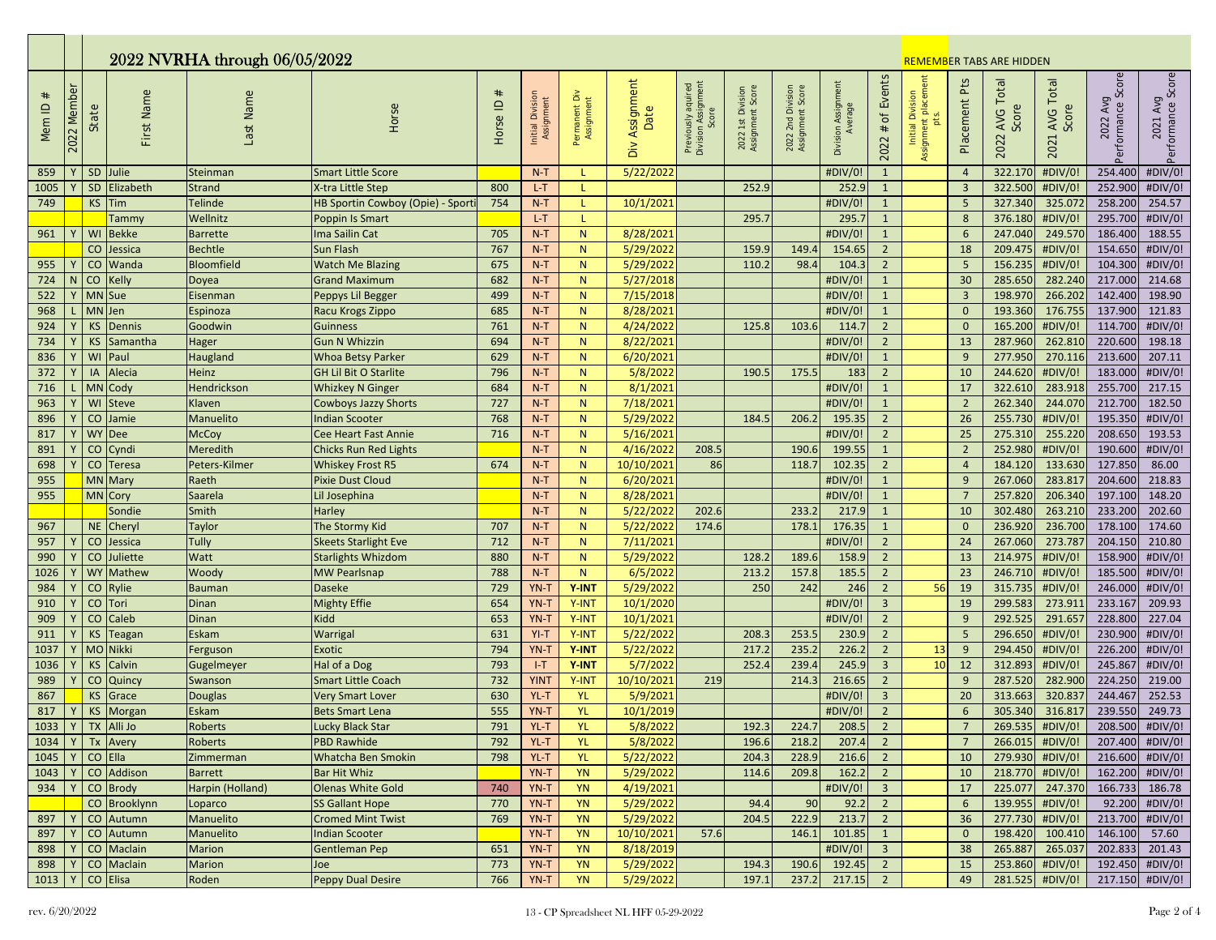## 2022 NVRHA through 06/05/2022

REMEMBER TABS ARE HIDDEN

| Mem ID # | 2022 Member | State | First Name | Last Name | Horse | Horse ID # | Initial Division Assignment | Permanent Div Assignment | Div Assignment Date | Previously aquired Division Assignment Score | 2022 1st Division Assignment Score | 2022 2nd Division Assignment Score | Division Assignment Average | 2022 # of Events | Initial Division Assignment placement pts. | Placement Pts | 2022 AVG Total Score | 2021 AVG Total Score | 2022 Avg Performance Score | 2021 Avg Performance Score |
|---|---|---|---|---|---|---|---|---|---|---|---|---|---|---|---|---|---|---|---|---|
| 859 | Y | SD | Julie | Steinman | Smart Little Score | | N-T | L | 5/22/2022 | | | | #DIV/0! | 1 | | 4 | 322.170 | #DIV/0! | 254.400 | #DIV/0! |
| 1005 | Y | SD | Elizabeth | Strand | X-tra Little Step | 800 | L-T | L | | | 252.9 | | 252.9 | 1 | | 3 | 322.500 | #DIV/0! | 252.900 | #DIV/0! |
| 749 | | KS | Tim | Telinde | HB Sportin Cowboy (Opie) - Sporti | 754 | N-T | L | 10/1/2021 | | | | #DIV/0! | 1 | | 5 | 327.340 | 325.072 | 258.200 | 254.57 |
| | | | Tammy | Wellnitz | Poppin Is Smart | | L-T | L | | | 295.7 | | 295.7 | 1 | | 8 | 376.180 | #DIV/0! | 295.700 | #DIV/0! |
| 961 | Y | WI | Bekke | Barrette | Ima Sailin Cat | 705 | N-T | N | 8/28/2021 | | | | #DIV/0! | 1 | | 6 | 247.040 | 249.570 | 186.400 | 188.55 |
| | | CO | Jessica | Bechtle | Sun Flash | 767 | N-T | N | 5/29/2022 | | 159.9 | 149.4 | 154.65 | 2 | | 18 | 209.475 | #DIV/0! | 154.650 | #DIV/0! |
| 955 | Y | CO | Wanda | Bloomfield | Watch Me Blazing | 675 | N-T | N | 5/29/2022 | | 110.2 | 98.4 | 104.3 | 2 | | 5 | 156.235 | #DIV/0! | 104.300 | #DIV/0! |
| 724 | N | CO | Kelly | Doyea | Grand Maximum | 682 | N-T | N | 5/27/2018 | | | | #DIV/0! | 1 | | 30 | 285.650 | 282.240 | 217.000 | 214.68 |
| 522 | Y | MN | Sue | Eisenman | Peppys Lil Begger | 499 | N-T | N | 7/15/2018 | | | | #DIV/0! | 1 | | 3 | 198.970 | 266.202 | 142.400 | 198.90 |
| 968 | L | MN | Jen | Espinoza | Racu Krogs Zippo | 685 | N-T | N | 8/28/2021 | | | | #DIV/0! | 1 | | 0 | 193.360 | 176.755 | 137.900 | 121.83 |
| 924 | Y | KS | Dennis | Goodwin | Guinness | 761 | N-T | N | 4/24/2022 | | 125.8 | 103.6 | 114.7 | 2 | | 0 | 165.200 | #DIV/0! | 114.700 | #DIV/0! |
| 734 | Y | KS | Samantha | Hager | Gun N Whizzin | 694 | N-T | N | 8/22/2021 | | | | #DIV/0! | 2 | | 13 | 287.960 | 262.810 | 220.600 | 198.18 |
| 836 | Y | WI | Paul | Haugland | Whoa Betsy Parker | 629 | N-T | N | 6/20/2021 | | | | #DIV/0! | 1 | | 9 | 277.950 | 270.116 | 213.600 | 207.11 |
| 372 | Y | IA | Alecia | Heinz | GH Lil Bit O Starlite | 796 | N-T | N | 5/8/2022 | | 190.5 | 175.5 | 183 | 2 | | 10 | 244.620 | #DIV/0! | 183.000 | #DIV/0! |
| 716 | L | MN | Cody | Hendrickson | Whizkey N Ginger | 684 | N-T | N | 8/1/2021 | | | | #DIV/0! | 1 | | 17 | 322.610 | 283.918 | 255.700 | 217.15 |
| 963 | Y | WI | Steve | Klaven | Cowboys Jazzy Shorts | 727 | N-T | N | 7/18/2021 | | | | #DIV/0! | 1 | | 2 | 262.340 | 244.070 | 212.700 | 182.50 |
| 896 | Y | CO | Jamie | Manuelito | Indian Scooter | 768 | N-T | N | 5/29/2022 | | 184.5 | 206.2 | 195.35 | 2 | | 26 | 255.730 | #DIV/0! | 195.350 | #DIV/0! |
| 817 | Y | WY | Dee | McCoy | Cee Heart Fast Annie | 716 | N-T | N | 5/16/2021 | | | | #DIV/0! | 2 | | 25 | 275.310 | 255.220 | 208.650 | 193.53 |
| 891 | Y | CO | Cyndi | Meredith | Chicks Run Red Lights | | N-T | N | 4/16/2022 | 208.5 | | 190.6 | 199.55 | 1 | | 2 | 252.980 | #DIV/0! | 190.600 | #DIV/0! |
| 698 | Y | CO | Teresa | Peters-Kilmer | Whiskey Frost R5 | 674 | N-T | N | 10/10/2021 | 86 | | 118.7 | 102.35 | 2 | | 4 | 184.120 | 133.630 | 127.850 | 86.00 |
| 955 | | MN | Mary | Raeth | Pixie Dust Cloud | | N-T | N | 6/20/2021 | | | | #DIV/0! | 1 | | 9 | 267.060 | 283.817 | 204.600 | 218.83 |
| 955 | | MN | Cory | Saarela | Lil Josephina | | N-T | N | 8/28/2021 | | | | #DIV/0! | 1 | | 7 | 257.820 | 206.340 | 197.100 | 148.20 |
| | | | Sondie | Smith | Harley | | N-T | N | 5/22/2022 | 202.6 | | 233.2 | 217.9 | 1 | | 10 | 302.480 | 263.210 | 233.200 | 202.60 |
| 967 | | NE | Cheryl | Taylor | The Stormy Kid | 707 | N-T | N | 5/22/2022 | 174.6 | | 178.1 | 176.35 | 1 | | 0 | 236.920 | 236.700 | 178.100 | 174.60 |
| 957 | Y | CO | Jessica | Tully | Skeets Starlight Eve | 712 | N-T | N | 7/11/2021 | | | | #DIV/0! | 2 | | 24 | 267.060 | 273.787 | 204.150 | 210.80 |
| 990 | Y | CO | Juliette | Watt | Starlights Whizdom | 880 | N-T | N | 5/29/2022 | | 128.2 | 189.6 | 158.9 | 2 | | 13 | 214.975 | #DIV/0! | 158.900 | #DIV/0! |
| 1026 | Y | WY | Mathew | Woody | MW Pearlsnap | 788 | N-T | N | 6/5/2022 | | 213.2 | 157.8 | 185.5 | 2 | | 23 | 246.710 | #DIV/0! | 185.500 | #DIV/0! |
| 984 | Y | CO | Rylie | Bauman | Daseke | 729 | YN-T | Y-INT | 5/29/2022 | | 250 | 242 | 246 | 2 | 56 | 19 | 315.735 | #DIV/0! | 246.000 | #DIV/0! |
| 910 | Y | CO | Tori | Dinan | Mighty Effie | 654 | YN-T | Y-INT | 10/1/2020 | | | | #DIV/0! | 3 | | 19 | 299.583 | 273.911 | 233.167 | 209.93 |
| 909 | Y | CO | Caleb | Dinan | Kidd | 653 | YN-T | Y-INT | 10/1/2021 | | | | #DIV/0! | 2 | | 9 | 292.525 | 291.657 | 228.800 | 227.04 |
| 911 | Y | KS | Teagan | Eskam | Warrigal | 631 | YI-T | Y-INT | 5/22/2022 | | 208.3 | 253.5 | 230.9 | 2 | | 5 | 296.650 | #DIV/0! | 230.900 | #DIV/0! |
| 1037 | Y | MO | Nikki | Ferguson | Exotic | 794 | YN-T | Y-INT | 5/22/2022 | | 217.2 | 235.2 | 226.2 | 2 | 13 | 9 | 294.450 | #DIV/0! | 226.200 | #DIV/0! |
| 1036 | Y | KS | Calvin | Gugelmeyer | Hal of a Dog | 793 | I-T | Y-INT | 5/7/2022 | | 252.4 | 239.4 | 245.9 | 3 | 10 | 12 | 312.893 | #DIV/0! | 245.867 | #DIV/0! |
| 989 | Y | CO | Quincy | Swanson | Smart Little Coach | 732 | YINT | Y-INT | 10/10/2021 | 219 | | 214.3 | 216.65 | 2 | | 9 | 287.520 | 282.900 | 224.250 | 219.00 |
| 867 | | KS | Grace | Douglas | Very Smart Lover | 630 | YL-T | YL | 5/9/2021 | | | | #DIV/0! | 3 | | 20 | 313.663 | 320.837 | 244.467 | 252.53 |
| 817 | Y | KS | Morgan | Eskam | Bets Smart Lena | 555 | YN-T | YL | 10/1/2019 | | | | #DIV/0! | 2 | | 6 | 305.340 | 316.817 | 239.550 | 249.73 |
| 1033 | Y | TX | Alli Jo | Roberts | Lucky Black Star | 791 | YL-T | YL | 5/8/2022 | | 192.3 | 224.7 | 208.5 | 2 | | 7 | 269.535 | #DIV/0! | 208.500 | #DIV/0! |
| 1034 | Y | Tx | Avery | Roberts | PBD Rawhide | 792 | YL-T | YL | 5/8/2022 | | 196.6 | 218.2 | 207.4 | 2 | | 7 | 266.015 | #DIV/0! | 207.400 | #DIV/0! |
| 1045 | Y | CO | Ella | Zimmerman | Whatcha Ben Smokin | 798 | YL-T | YL | 5/22/2022 | | 204.3 | 228.9 | 216.6 | 2 | | 10 | 279.930 | #DIV/0! | 216.600 | #DIV/0! |
| 1043 | Y | CO | Addison | Barrett | Bar Hit Whiz | | YN-T | YN | 5/29/2022 | | 114.6 | 209.8 | 162.2 | 2 | | 10 | 218.770 | #DIV/0! | 162.200 | #DIV/0! |
| 934 | Y | CO | Brody | Harpin (Holland) | Olenas White Gold | 740 | YN-T | YN | 4/19/2021 | | | | #DIV/0! | 3 | | 17 | 225.077 | 247.370 | 166.733 | 186.78 |
| | | CO | Brooklynn | Loparco | SS Gallant Hope | 770 | YN-T | YN | 5/29/2022 | | 94.4 | 90 | 92.2 | 2 | | 6 | 139.955 | #DIV/0! | 92.200 | #DIV/0! |
| 897 | Y | CO | Autumn | Manuelito | Cromed Mint Twist | 769 | YN-T | YN | 5/29/2022 | | 204.5 | 222.9 | 213.7 | 2 | | 36 | 277.730 | #DIV/0! | 213.700 | #DIV/0! |
| 897 | Y | CO | Autumn | Manuelito | Indian Scooter | | YN-T | YN | 10/10/2021 | 57.6 | | 146.1 | 101.85 | 1 | | 0 | 198.420 | 100.410 | 146.100 | 57.60 |
| 898 | Y | CO | Maclain | Marion | Gentleman Pep | 651 | YN-T | YN | 8/18/2019 | | | | #DIV/0! | 3 | | 38 | 265.887 | 265.037 | 202.833 | 201.43 |
| 898 | Y | CO | Maclain | Marion | Joe | 773 | YN-T | YN | 5/29/2022 | | 194.3 | 190.6 | 192.45 | 2 | | 15 | 253.860 | #DIV/0! | 192.450 | #DIV/0! |
| 1013 | Y | CO | Elisa | Roden | Peppy Dual Desire | 766 | YN-T | YN | 5/29/2022 | | 197.1 | 237.2 | 217.15 | 2 | | 49 | 281.525 | #DIV/0! | 217.150 | #DIV/0! |

rev. 6/20/2022 — 13 - CP Spreadsheet NL HFF 05-29-2022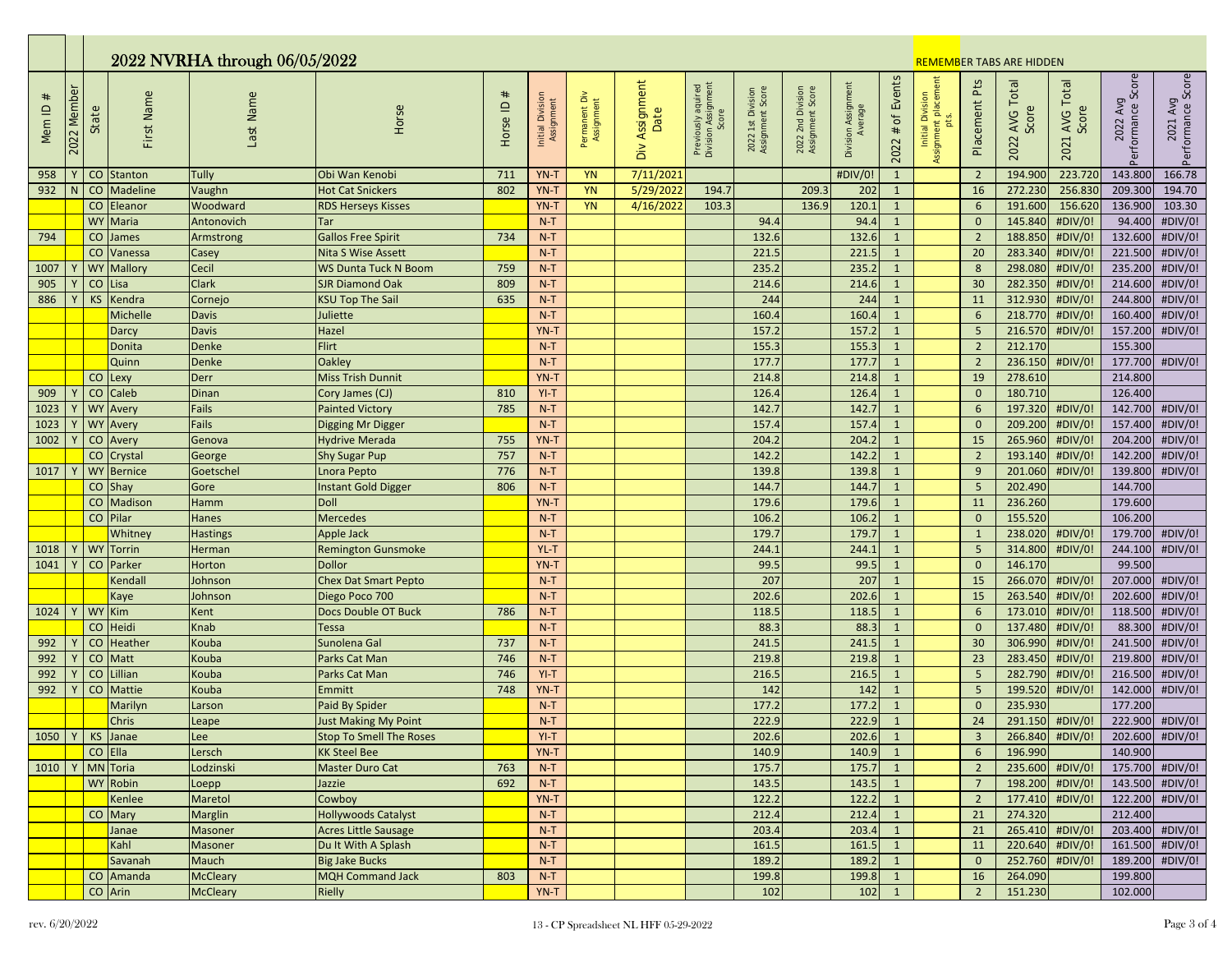## 2022 NVRHA through 06/05/2022

REMEMBER TABS ARE HIDDEN

| Mem ID # | 2022 Member | State | First Name | Last Name | Horse | Horse ID # | Initial Division Assignment | Permanent Div Assignment | Div Assignment Date | Previously aquired Division Assignment Score | 2022 1st Division Assignment Score | 2022 2nd Division Assignment Score | Division Assignment Average | 2022 # of Events | Initial Division Assignment placement pts. | Placement Pts | 2022 AVG Total Score | 2021 AVG Total Score | 2022 Avg Performance Score | 2021 Avg Performance Score |
|---|---|---|---|---|---|---|---|---|---|---|---|---|---|---|---|---|---|---|---|---|
| 958 | Y | CO | Stanton | Tully | Obi Wan Kenobi | 711 | YN-T | YN | 7/11/2021 | | | | #DIV/0! | 1 | | 2 | 194.900 | 223.720 | 143.800 | 166.78 |
| 932 | N | CO | Madeline | Vaughn | Hot Cat Snickers | 802 | YN-T | YN | 5/29/2022 | 194.7 | | 209.3 | 202 | 1 | | 16 | 272.230 | 256.830 | 209.300 | 194.70 |
| | | CO | Eleanor | Woodward | RDS Herseys Kisses | | YN-T | YN | 4/16/2022 | 103.3 | | 136.9 | 120.1 | 1 | | 6 | 191.600 | 156.620 | 136.900 | 103.30 |
| | | WY | Maria | Antonovich | Tar | | N-T | | | | 94.4 | | 94.4 | 1 | | 0 | 145.840 | #DIV/0! | 94.400 | #DIV/0! |
| 794 | | CO | James | Armstrong | Gallos Free Spirit | 734 | N-T | | | | 132.6 | | 132.6 | 1 | | 2 | 188.850 | #DIV/0! | 132.600 | #DIV/0! |
| | | CO | Vanessa | Casey | Nita S Wise Assett | | N-T | | | | 221.5 | | 221.5 | 1 | | 20 | 283.340 | #DIV/0! | 221.500 | #DIV/0! |
| 1007 | Y | WY | Mallory | Cecil | WS Dunta Tuck N Boom | 759 | N-T | | | | 235.2 | | 235.2 | 1 | | 8 | 298.080 | #DIV/0! | 235.200 | #DIV/0! |
| 905 | Y | CO | Lisa | Clark | SJR Diamond Oak | 809 | N-T | | | | 214.6 | | 214.6 | 1 | | 30 | 282.350 | #DIV/0! | 214.600 | #DIV/0! |
| 886 | Y | KS | Kendra | Cornejo | KSU Top The Sail | 635 | N-T | | | | 244 | | 244 | 1 | | 11 | 312.930 | #DIV/0! | 244.800 | #DIV/0! |
| | | | Michelle | Davis | Juliette | | N-T | | | | 160.4 | | 160.4 | 1 | | 6 | 218.770 | #DIV/0! | 160.400 | #DIV/0! |
| | | | Darcy | Davis | Hazel | | YN-T | | | | 157.2 | | 157.2 | 1 | | 5 | 216.570 | #DIV/0! | 157.200 | #DIV/0! |
| | | | Donita | Denke | Flirt | | N-T | | | | 155.3 | | 155.3 | 1 | | 2 | 212.170 | | 155.300 | |
| | | | Quinn | Denke | Oakley | | N-T | | | | 177.7 | | 177.7 | 1 | | 2 | 236.150 | #DIV/0! | 177.700 | #DIV/0! |
| | | CO | Lexy | Derr | Miss Trish Dunnit | | YN-T | | | | 214.8 | | 214.8 | 1 | | 19 | 278.610 | | 214.800 | |
| 909 | Y | CO | Caleb | Dinan | Cory James (CJ) | 810 | YI-T | | | | 126.4 | | 126.4 | 1 | | 0 | 180.710 | | 126.400 | |
| 1023 | Y | WY | Avery | Fails | Painted Victory | 785 | N-T | | | | 142.7 | | 142.7 | 1 | | 6 | 197.320 | #DIV/0! | 142.700 | #DIV/0! |
| 1023 | Y | WY | Avery | Fails | Digging Mr Digger | | N-T | | | | 157.4 | | 157.4 | 1 | | 0 | 209.200 | #DIV/0! | 157.400 | #DIV/0! |
| 1002 | Y | CO | Avery | Genova | Hydrive Merada | 755 | YN-T | | | | 204.2 | | 204.2 | 1 | | 15 | 265.960 | #DIV/0! | 204.200 | #DIV/0! |
| | | CO | Crystal | George | Shy Sugar Pup | 757 | N-T | | | | 142.2 | | 142.2 | 1 | | 2 | 193.140 | #DIV/0! | 142.200 | #DIV/0! |
| 1017 | Y | WY | Bernice | Goetschel | Lnora Pepto | 776 | N-T | | | | 139.8 | | 139.8 | 1 | | 9 | 201.060 | #DIV/0! | 139.800 | #DIV/0! |
| | | CO | Shay | Gore | Instant Gold Digger | 806 | N-T | | | | 144.7 | | 144.7 | 1 | | 5 | 202.490 | | 144.700 | |
| | | CO | Madison | Hamm | Doll | | YN-T | | | | 179.6 | | 179.6 | 1 | | 11 | 236.260 | | 179.600 | |
| | | CO | Pilar | Hanes | Mercedes | | N-T | | | | 106.2 | | 106.2 | 1 | | 0 | 155.520 | | 106.200 | |
| | | | Whitney | Hastings | Apple Jack | | N-T | | | | 179.7 | | 179.7 | 1 | | 1 | 238.020 | #DIV/0! | 179.700 | #DIV/0! |
| 1018 | Y | WY | Torrin | Herman | Remington Gunsmoke | | YL-T | | | | 244.1 | | 244.1 | 1 | | 5 | 314.800 | #DIV/0! | 244.100 | #DIV/0! |
| 1041 | Y | CO | Parker | Horton | Dollor | | YN-T | | | | 99.5 | | 99.5 | 1 | | 0 | 146.170 | | 99.500 | |
| | | | Kendall | Johnson | Chex Dat Smart Pepto | | N-T | | | | 207 | | 207 | 1 | | 15 | 266.070 | #DIV/0! | 207.000 | #DIV/0! |
| | | | Kaye | Johnson | Diego Poco 700 | | N-T | | | | 202.6 | | 202.6 | 1 | | 15 | 263.540 | #DIV/0! | 202.600 | #DIV/0! |
| 1024 | Y | WY | Kim | Kent | Docs Double OT Buck | 786 | N-T | | | | 118.5 | | 118.5 | 1 | | 6 | 173.010 | #DIV/0! | 118.500 | #DIV/0! |
| | | CO | Heidi | Knab | Tessa | | N-T | | | | 88.3 | | 88.3 | 1 | | 0 | 137.480 | #DIV/0! | 88.300 | #DIV/0! |
| 992 | Y | CO | Heather | Kouba | Sunolena Gal | 737 | N-T | | | | 241.5 | | 241.5 | 1 | | 30 | 306.990 | #DIV/0! | 241.500 | #DIV/0! |
| 992 | Y | CO | Matt | Kouba | Parks Cat Man | 746 | N-T | | | | 219.8 | | 219.8 | 1 | | 23 | 283.450 | #DIV/0! | 219.800 | #DIV/0! |
| 992 | Y | CO | Lillian | Kouba | Parks Cat Man | 746 | YI-T | | | | 216.5 | | 216.5 | 1 | | 5 | 282.790 | #DIV/0! | 216.500 | #DIV/0! |
| 992 | Y | CO | Mattie | Kouba | Emmitt | 748 | YN-T | | | | 142 | | 142 | 1 | | 5 | 199.520 | #DIV/0! | 142.000 | #DIV/0! |
| | | | Marilyn | Larson | Paid By Spider | | N-T | | | | 177.2 | | 177.2 | 1 | | 0 | 235.930 | | 177.200 | |
| | | | Chris | Leape | Just Making My Point | | N-T | | | | 222.9 | | 222.9 | 1 | | 24 | 291.150 | #DIV/0! | 222.900 | #DIV/0! |
| 1050 | Y | KS | Janae | Lee | Stop To Smell The Roses | | YI-T | | | | 202.6 | | 202.6 | 1 | | 3 | 266.840 | #DIV/0! | 202.600 | #DIV/0! |
| | | CO | Ella | Lersch | KK Steel Bee | | YN-T | | | | 140.9 | | 140.9 | 1 | | 6 | 196.990 | | 140.900 | |
| 1010 | Y | MN | Toria | Lodzinski | Master Duro Cat | 763 | N-T | | | | 175.7 | | 175.7 | 1 | | 2 | 235.600 | #DIV/0! | 175.700 | #DIV/0! |
| | | WY | Robin | Loepp | Jazzie | 692 | N-T | | | | 143.5 | | 143.5 | 1 | | 7 | 198.200 | #DIV/0! | 143.500 | #DIV/0! |
| | | | Kenlee | Maretol | Cowboy | | YN-T | | | | 122.2 | | 122.2 | 1 | | 2 | 177.410 | #DIV/0! | 122.200 | #DIV/0! |
| | | CO | Mary | Marglin | Hollywoods Catalyst | | N-T | | | | 212.4 | | 212.4 | 1 | | 21 | 274.320 | | 212.400 | |
| | | | Janae | Masoner | Acres Little Sausage | | N-T | | | | 203.4 | | 203.4 | 1 | | 21 | 265.410 | #DIV/0! | 203.400 | #DIV/0! |
| | | | Kahl | Masoner | Du It With A Splash | | N-T | | | | 161.5 | | 161.5 | 1 | | 11 | 220.640 | #DIV/0! | 161.500 | #DIV/0! |
| | | | Savanah | Mauch | Big Jake Bucks | | N-T | | | | 189.2 | | 189.2 | 1 | | 0 | 252.760 | #DIV/0! | 189.200 | #DIV/0! |
| | | CO | Amanda | McCleary | MQH Command Jack | 803 | N-T | | | | 199.8 | | 199.8 | 1 | | 16 | 264.090 | | 199.800 | |
| | | CO | Arin | McCleary | Rielly | | YN-T | | | | 102 | | 102 | 1 | | 2 | 151.230 | | 102.000 | |

rev. 6/20/2022 13 - CP Spreadsheet NL HFF 05-29-2022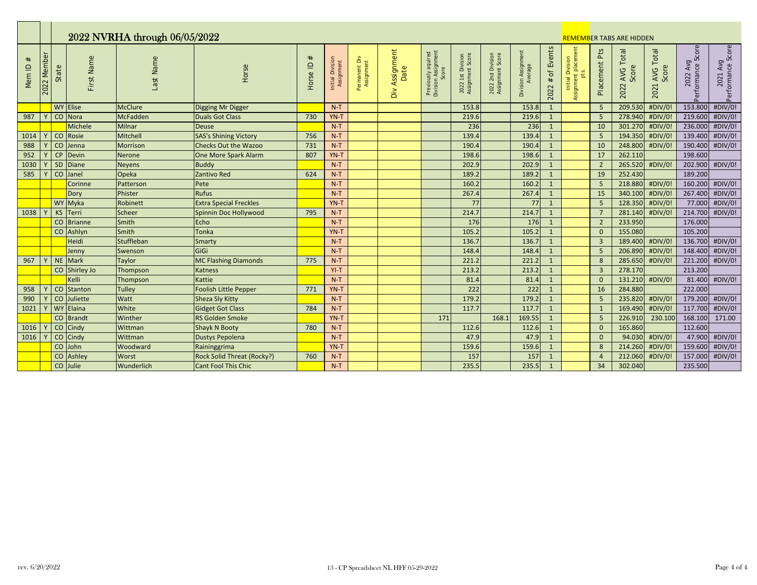## 2022 NVRHA through 06/05/2022

REMEMBER TABS ARE HIDDEN

| Mem ID # | 2022 Member | State | First Name | Last Name | Horse | Horse ID # | Initial Division Assignment | Permanent Div Assignment | Div Assignment Date | Previously aquired Division Assignment Score | 2022 1st Division Assignment Score | 2022 2nd Division Assignment Score | Division Assignment Average | 2022 # of Events | Initial Division Assignment placement pts. | Placement Pts | 2022 AVG Total Score | 2021 AVG Total Score | 2022 Avg Performance Score | 2021 Avg Performance Score |
|---|---|---|---|---|---|---|---|---|---|---|---|---|---|---|---|---|---|---|---|---|
| | | WY | Elise | McClure | Digging Mr Digger | | N-T | | | | 153.8 | | 153.8 | 1 | | 5 | 209.530 | #DIV/0! | 153.800 | #DIV/0! |
| 987 | Y | CO | Nora | McFadden | Duals Got Class | 730 | YN-T | | | | 219.6 | | 219.6 | 1 | | 5 | 278.940 | #DIV/0! | 219.600 | #DIV/0! |
| | | | Michele | Milnar | Deuse | | N-T | | | | 236 | | 236 | 1 | | 10 | 301.270 | #DIV/0! | 236.000 | #DIV/0! |
| 1014 | Y | CO | Rosie | Mitchell | SAS's Shining Victory | 756 | N-T | | | | 139.4 | | 139.4 | 1 | | 5 | 194.350 | #DIV/0! | 139.400 | #DIV/0! |
| 988 | Y | CO | Jenna | Morrison | Checks Out the Wazoo | 731 | N-T | | | | 190.4 | | 190.4 | 1 | | 10 | 248.800 | #DIV/0! | 190.400 | #DIV/0! |
| 952 | Y | CP | Devin | Nerone | One More Spark Alarm | 807 | YN-T | | | | 198.6 | | 198.6 | 1 | | 17 | 262.110 | | 198.600 | |
| 1030 | Y | SD | Diane | Neyens | Buddy | | N-T | | | | 202.9 | | 202.9 | 1 | | 2 | 265.520 | #DIV/0! | 202.900 | #DIV/0! |
| 585 | Y | CO | Janel | Opeka | Zantivo Red | 624 | N-T | | | | 189.2 | | 189.2 | 1 | | 19 | 252.430 | | 189.200 | |
| | | | Corinne | Patterson | Pete | | N-T | | | | 160.2 | | 160.2 | 1 | | 5 | 218.880 | #DIV/0! | 160.200 | #DIV/0! |
| | | | Dory | Phister | Rufus | | N-T | | | | 267.4 | | 267.4 | 1 | | 15 | 340.100 | #DIV/0! | 267.400 | #DIV/0! |
| | | WY | Myka | Robinett | Extra Special Freckles | | YN-T | | | | 77 | | 77 | 1 | | 5 | 128.350 | #DIV/0! | 77.000 | #DIV/0! |
| 1038 | Y | KS | Terri | Scheer | Spinnin Doc Hollywood | 795 | N-T | | | | 214.7 | | 214.7 | 1 | | 7 | 281.140 | #DIV/0! | 214.700 | #DIV/0! |
| | | CO | Brianne | Smith | Echo | | N-T | | | | 176 | | 176 | 1 | | 2 | 233.950 | | 176.000 | |
| | | CO | Ashlyn | Smith | Tonka | | YN-T | | | | 105.2 | | 105.2 | 1 | | 0 | 155.080 | | 105.200 | |
| | | | Heidi | Stuffleban | Smarty | | N-T | | | | 136.7 | | 136.7 | 1 | | 3 | 189.400 | #DIV/0! | 136.700 | #DIV/0! |
| | | | Jenny | Swenson | GiGi | | N-T | | | | 148.4 | | 148.4 | 1 | | 5 | 206.890 | #DIV/0! | 148.400 | #DIV/0! |
| 967 | Y | NE | Mark | Taylor | MC Flashing Diamonds | 775 | N-T | | | | 221.2 | | 221.2 | 1 | | 8 | 285.650 | #DIV/0! | 221.200 | #DIV/0! |
| | | CO | Shirley Jo | Thompson | Katness | | YI-T | | | | 213.2 | | 213.2 | 1 | | 3 | 278.170 | | 213.200 | |
| | | | Kelli | Thompson | Kattie | | N-T | | | | 81.4 | | 81.4 | 1 | | 0 | 131.210 | #DIV/0! | 81.400 | #DIV/0! |
| 958 | Y | CO | Stanton | Tulley | Foolish Little Pepper | 771 | YN-T | | | | 222 | | 222 | 1 | | 16 | 284.880 | | 222.000 | |
| 990 | Y | CO | Juliette | Watt | Sheza Sly Kitty | | N-T | | | | 179.2 | | 179.2 | 1 | | 5 | 235.820 | #DIV/0! | 179.200 | #DIV/0! |
| 1021 | Y | WY | Elaina | White | Gidget Got Class | 784 | N-T | | | | 117.7 | | 117.7 | 1 | | 1 | 169.490 | #DIV/0! | 117.700 | #DIV/0! |
| | | CO | Brandt | Winther | RS Golden Smoke | | YN-T | | | 171 | | 168.1 | 169.55 | 1 | | 5 | 226.910 | 230.100 | 168.100 | 171.00 |
| 1016 | Y | CO | Cindy | Wittman | Shayk N Booty | 780 | N-T | | | | 112.6 | | 112.6 | 1 | | 0 | 165.860 | | 112.600 | |
| 1016 | Y | CO | Cindy | Wittman | Dustys Pepolena | | N-T | | | | 47.9 | | 47.9 | 1 | | 0 | 94.030 | #DIV/0! | 47.900 | #DIV/0! |
| | | CO | John | Woodward | Raininggrima | | YN-T | | | | 159.6 | | 159.6 | 1 | | 8 | 214.260 | #DIV/0! | 159.600 | #DIV/0! |
| | | CO | Ashley | Worst | Rock Solid Threat (Rocky?) | 760 | N-T | | | | 157 | | 157 | 1 | | 4 | 212.060 | #DIV/0! | 157.000 | #DIV/0! |
| | | CO | Julie | Wunderlich | Cant Fool This Chic | | N-T | | | | 235.5 | | 235.5 | 1 | | 34 | 302.040 | | 235.500 | |

rev. 6/20/2022

13 - CP Spreadsheet NL HFF 05-29-2022